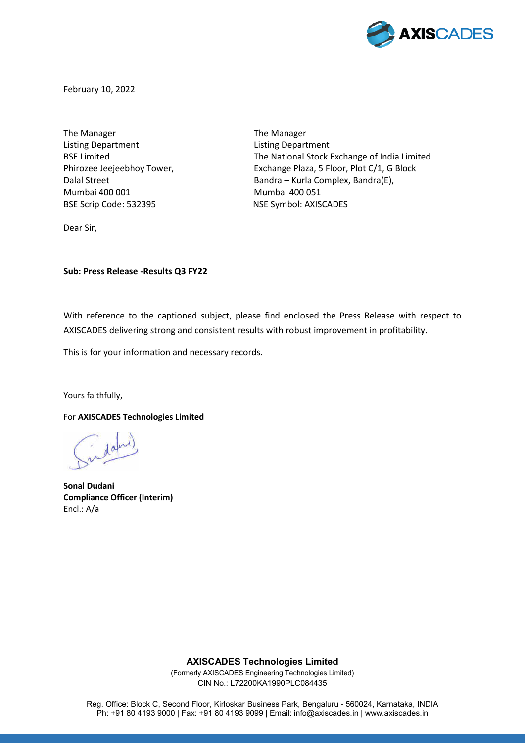February 10, 2022

The Manager
Listing Department
BSE Limited
Phirozee Jeejeebhoy Tower,
Dalal Street
Mumbai 400 001
BSE Scrip Code: 532395

The Manager
Listing Department
The National Stock Exchange of India Limited
Exchange Plaza, 5 Floor, Plot C/1, G Block
Bandra – Kurla Complex, Bandra(E),
Mumbai 400 051
NSE Symbol: AXISCADES

Dear Sir,

**Sub: Press Release -Results Q3 FY22**

With reference to the captioned subject, please find enclosed the Press Release with respect to AXISCADES delivering strong and consistent results with robust improvement in profitability.

This is for your information and necessary records.

Yours faithfully,

For **AXISCADES Technologies Limited**

**Sonal Dudani**
**Compliance Officer (Interim)**
Encl.: A/a

**AXISCADES Technologies Limited**
(Formerly AXISCADES Engineering Technologies Limited)
CIN No.: L72200KA1990PLC084435

Reg. Office: Block C, Second Floor, Kirloskar Business Park, Bengaluru - 560024, Karnataka, INDIA
Ph: +91 80 4193 9000 | Fax: +91 80 4193 9099 | Email: info@axiscades.in | www.axiscades.in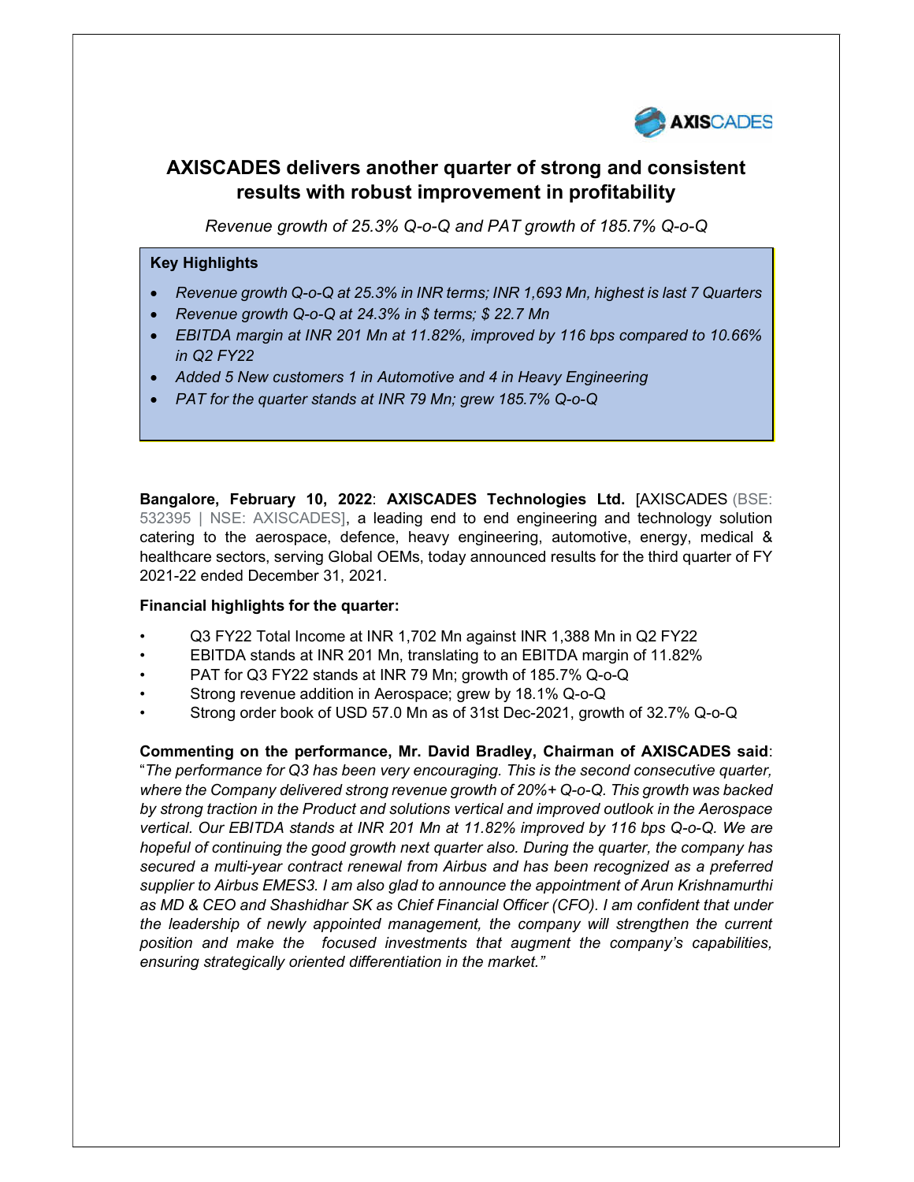# AXISCADES delivers another quarter of strong and consistent results with robust improvement in profitability

*Revenue growth of 25.3% Q-o-Q and PAT growth of 185.7% Q-o-Q*

**Key Highlights**

- *Revenue growth Q-o-Q at 25.3% in INR terms; INR 1,693 Mn, highest is last 7 Quarters*
- *Revenue growth Q-o-Q at 24.3% in $ terms; $ 22.7 Mn*
- *EBITDA margin at INR 201 Mn at 11.82%, improved by 116 bps compared to 10.66% in Q2 FY22*
- *Added 5 New customers 1 in Automotive and 4 in Heavy Engineering*
- *PAT for the quarter stands at INR 79 Mn; grew 185.7% Q-o-Q*

**Bangalore, February 10, 2022**: **AXISCADES Technologies Ltd.** [AXISCADES (BSE: 532395 | NSE: AXISCADES], a leading end to end engineering and technology solution catering to the aerospace, defence, heavy engineering, automotive, energy, medical & healthcare sectors, serving Global OEMs, today announced results for the third quarter of FY 2021-22 ended December 31, 2021.

**Financial highlights for the quarter:**

- Q3 FY22 Total Income at INR 1,702 Mn against INR 1,388 Mn in Q2 FY22
- EBITDA stands at INR 201 Mn, translating to an EBITDA margin of 11.82%
- PAT for Q3 FY22 stands at INR 79 Mn; growth of 185.7% Q-o-Q
- Strong revenue addition in Aerospace; grew by 18.1% Q-o-Q
- Strong order book of USD 57.0 Mn as of 31st Dec-2021, growth of 32.7% Q-o-Q

**Commenting on the performance, Mr. David Bradley, Chairman of AXISCADES said**: "*The performance for Q3 has been very encouraging. This is the second consecutive quarter, where the Company delivered strong revenue growth of 20%+ Q-o-Q. This growth was backed by strong traction in the Product and solutions vertical and improved outlook in the Aerospace vertical. Our EBITDA stands at INR 201 Mn at 11.82% improved by 116 bps Q-o-Q. We are hopeful of continuing the good growth next quarter also. During the quarter, the company has secured a multi-year contract renewal from Airbus and has been recognized as a preferred supplier to Airbus EMES3. I am also glad to announce the appointment of Arun Krishnamurthi as MD & CEO and Shashidhar SK as Chief Financial Officer (CFO). I am confident that under the leadership of newly appointed management, the company will strengthen the current position and make the focused investments that augment the company's capabilities, ensuring strategically oriented differentiation in the market.*"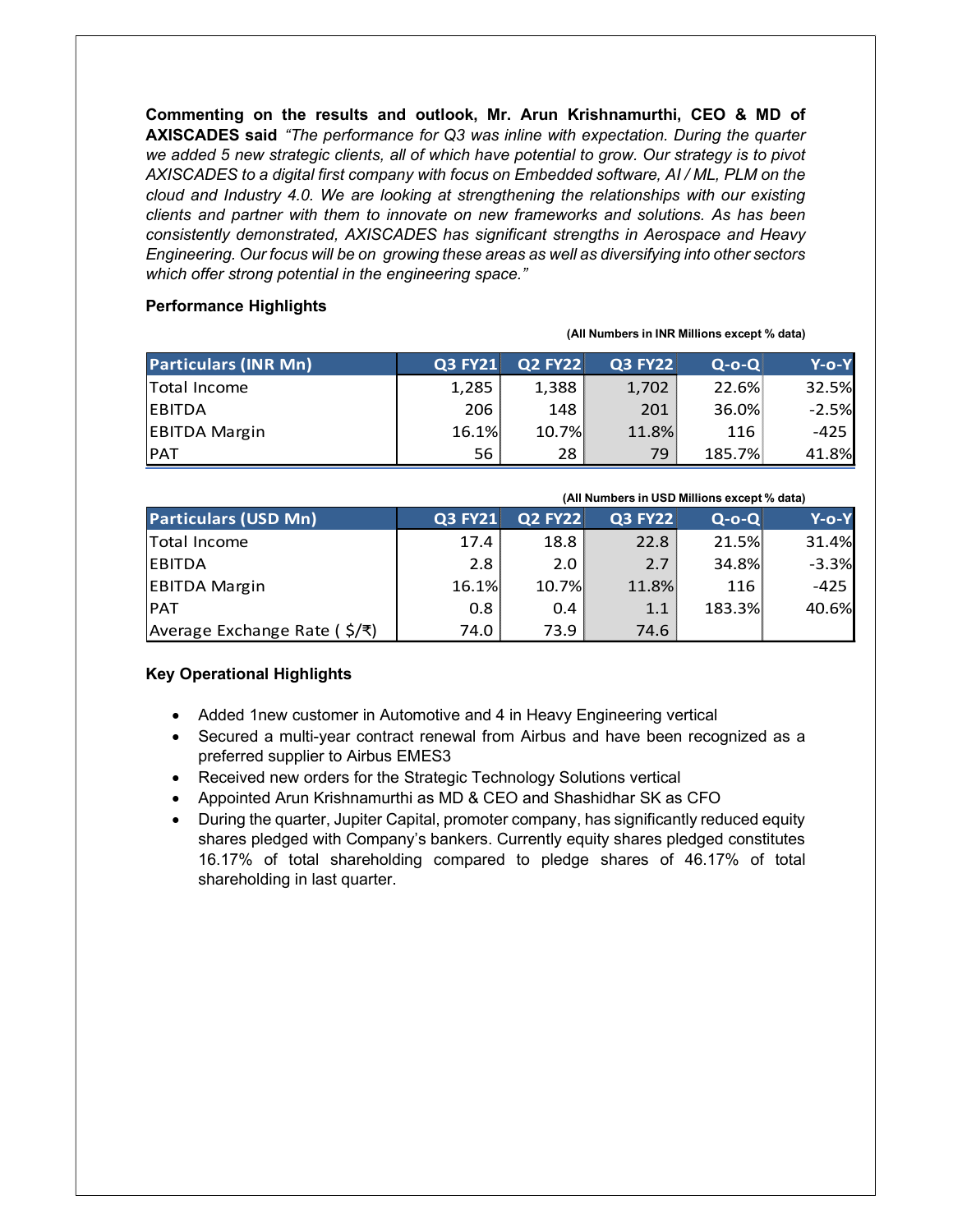**Commenting on the results and outlook, Mr. Arun Krishnamurthi, CEO & MD of AXISCADES said** *"The performance for Q3 was inline with expectation. During the quarter we added 5 new strategic clients, all of which have potential to grow. Our strategy is to pivot AXISCADES to a digital first company with focus on Embedded software, AI / ML, PLM on the cloud and Industry 4.0. We are looking at strengthening the relationships with our existing clients and partner with them to innovate on new frameworks and solutions. As has been consistently demonstrated, AXISCADES has significant strengths in Aerospace and Heavy Engineering. Our focus will be on growing these areas as well as diversifying into other sectors which offer strong potential in the engineering space."*

**Performance Highlights**

**(All Numbers in INR Millions except % data)**

| Particulars (INR Mn) | Q3 FY21 | Q2 FY22 | Q3 FY22 | Q-o-Q | Y-o-Y |
|---|---|---|---|---|---|
| Total Income | 1,285 | 1,388 | 1,702 | 22.6% | 32.5% |
| EBITDA | 206 | 148 | 201 | 36.0% | -2.5% |
| EBITDA Margin | 16.1% | 10.7% | 11.8% | 116 | -425 |
| PAT | 56 | 28 | 79 | 185.7% | 41.8% |

**(All Numbers in USD Millions except % data)**

| Particulars (USD Mn) | Q3 FY21 | Q2 FY22 | Q3 FY22 | Q-o-Q | Y-o-Y |
|---|---|---|---|---|---|
| Total Income | 17.4 | 18.8 | 22.8 | 21.5% | 31.4% |
| EBITDA | 2.8 | 2.0 | 2.7 | 34.8% | -3.3% |
| EBITDA Margin | 16.1% | 10.7% | 11.8% | 116 | -425 |
| PAT | 0.8 | 0.4 | 1.1 | 183.3% | 40.6% |
| Average Exchange Rate ( $/₹) | 74.0 | 73.9 | 74.6 | | |

**Key Operational Highlights**

- Added 1new customer in Automotive and 4 in Heavy Engineering vertical
- Secured a multi-year contract renewal from Airbus and have been recognized as a preferred supplier to Airbus EMES3
- Received new orders for the Strategic Technology Solutions vertical
- Appointed Arun Krishnamurthi as MD & CEO and Shashidhar SK as CFO
- During the quarter, Jupiter Capital, promoter company, has significantly reduced equity shares pledged with Company's bankers. Currently equity shares pledged constitutes 16.17% of total shareholding compared to pledge shares of 46.17% of total shareholding in last quarter.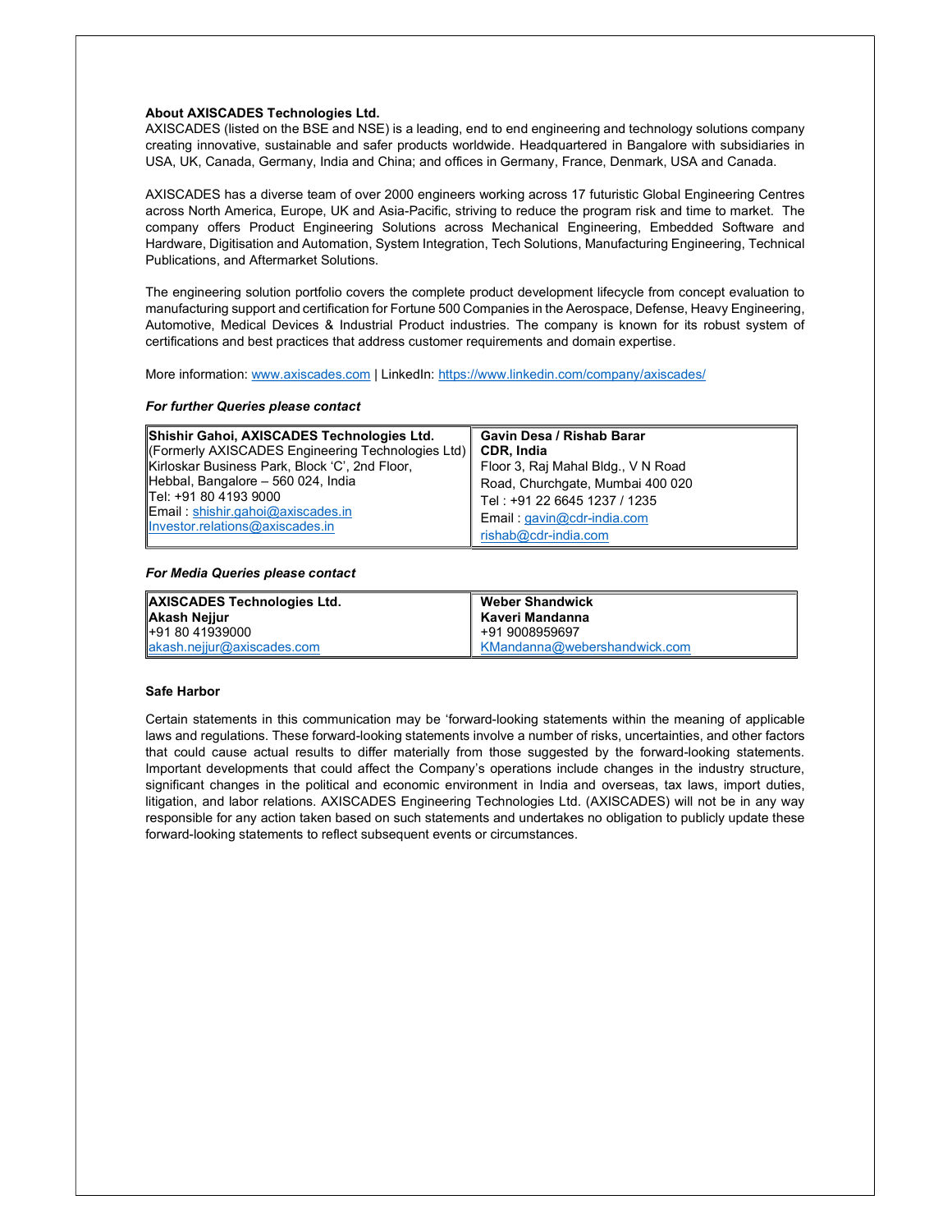**About AXISCADES Technologies Ltd.**
AXISCADES (listed on the BSE and NSE) is a leading, end to end engineering and technology solutions company creating innovative, sustainable and safer products worldwide. Headquartered in Bangalore with subsidiaries in USA, UK, Canada, Germany, India and China; and offices in Germany, France, Denmark, USA and Canada.

AXISCADES has a diverse team of over 2000 engineers working across 17 futuristic Global Engineering Centres across North America, Europe, UK and Asia-Pacific, striving to reduce the program risk and time to market. The company offers Product Engineering Solutions across Mechanical Engineering, Embedded Software and Hardware, Digitisation and Automation, System Integration, Tech Solutions, Manufacturing Engineering, Technical Publications, and Aftermarket Solutions.

The engineering solution portfolio covers the complete product development lifecycle from concept evaluation to manufacturing support and certification for Fortune 500 Companies in the Aerospace, Defense, Heavy Engineering, Automotive, Medical Devices & Industrial Product industries. The company is known for its robust system of certifications and best practices that address customer requirements and domain expertise.

More information: www.axiscades.com | LinkedIn: https://www.linkedin.com/company/axiscades/

***For further Queries please contact***

| | |
|---|---|
| **Shishir Gahoi, AXISCADES Technologies Ltd.**<br>(Formerly AXISCADES Engineering Technologies Ltd)<br>Kirloskar Business Park, Block 'C', 2nd Floor,<br>Hebbal, Bangalore – 560 024, India<br>Tel: +91 80 4193 9000<br>Email : shishir.gahoi@axiscades.in<br>Investor.relations@axiscades.in | **Gavin Desa / Rishab Barar**<br>**CDR, India**<br>Floor 3, Raj Mahal Bldg., V N Road<br>Road, Churchgate, Mumbai 400 020<br>Tel : +91 22 6645 1237 / 1235<br>Email : gavin@cdr-india.com<br>rishab@cdr-india.com |

***For Media Queries please contact***

| | |
|---|---|
| **AXISCADES Technologies Ltd.**<br>**Akash Nejjur**<br>+91 80 41939000<br>akash.nejjur@axiscades.com | **Weber Shandwick**<br>**Kaveri Mandanna**<br>+91 9008959697<br>KMandanna@webershandwick.com |

**Safe Harbor**

Certain statements in this communication may be 'forward-looking statements within the meaning of applicable laws and regulations. These forward-looking statements involve a number of risks, uncertainties, and other factors that could cause actual results to differ materially from those suggested by the forward-looking statements. Important developments that could affect the Company's operations include changes in the industry structure, significant changes in the political and economic environment in India and overseas, tax laws, import duties, litigation, and labor relations. AXISCADES Engineering Technologies Ltd. (AXISCADES) will not be in any way responsible for any action taken based on such statements and undertakes no obligation to publicly update these forward-looking statements to reflect subsequent events or circumstances.